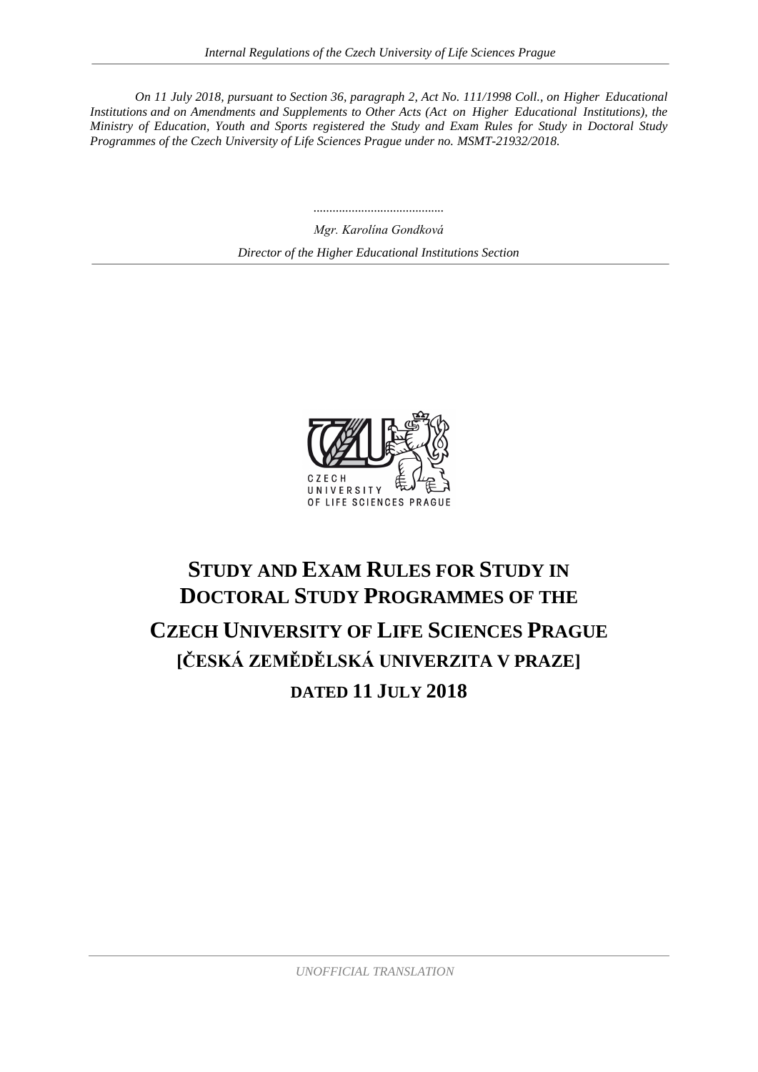*On 11 July 2018, pursuant to Section 36, paragraph 2, Act No. 111/1998 Coll., on Higher Educational Institutions and on Amendments and Supplements to Other Acts (Act on Higher Educational Institutions), the Ministry of Education, Youth and Sports registered the Study and Exam Rules for Study in Doctoral Study Programmes of the Czech University of Life Sciences Prague under no. MSMT-21932/2018.*

.........................................

*Mgr. Karolína Gondková*

*Director of the Higher Educational Institutions Section*

# STUDY AND EXAM RULES FOR STUDY IN DOCTORAL STUDY PROGRAMMES OF THE CZECH UNIVERSITY OF LIFE SCIENCES PRAGUE

## [ČESKÁ ZEMĚDĚLSKÁ UNIVERZITA V PRAZE]

## DATED 11 JULY 2018

*UNOFFICIAL TRANSLATION*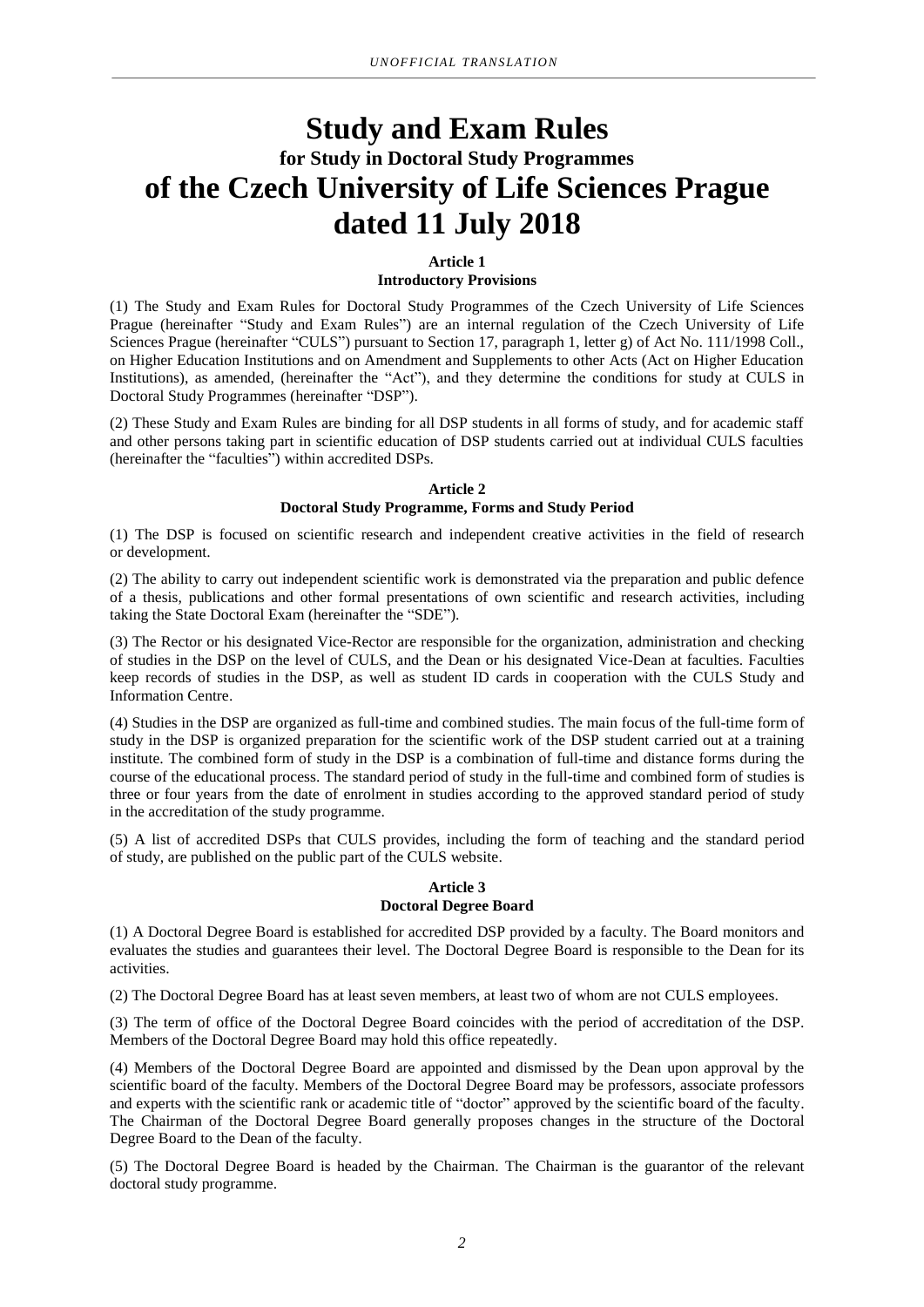# Study and Exam Rules

## for Study in Doctoral Study Programmes

# of the Czech University of Life Sciences Prague dated 11 July 2018

### Article 1
### Introductory Provisions

(1) The Study and Exam Rules for Doctoral Study Programmes of the Czech University of Life Sciences Prague (hereinafter "Study and Exam Rules") are an internal regulation of the Czech University of Life Sciences Prague (hereinafter "CULS") pursuant to Section 17, paragraph 1, letter g) of Act No. 111/1998 Coll., on Higher Education Institutions and on Amendment and Supplements to other Acts (Act on Higher Education Institutions), as amended, (hereinafter the "Act"), and they determine the conditions for study at CULS in Doctoral Study Programmes (hereinafter "DSP").

(2) These Study and Exam Rules are binding for all DSP students in all forms of study, and for academic staff and other persons taking part in scientific education of DSP students carried out at individual CULS faculties (hereinafter the "faculties") within accredited DSPs.

### Article 2
### Doctoral Study Programme, Forms and Study Period

(1) The DSP is focused on scientific research and independent creative activities in the field of research or development.

(2) The ability to carry out independent scientific work is demonstrated via the preparation and public defence of a thesis, publications and other formal presentations of own scientific and research activities, including taking the State Doctoral Exam (hereinafter the "SDE").

(3) The Rector or his designated Vice-Rector are responsible for the organization, administration and checking of studies in the DSP on the level of CULS, and the Dean or his designated Vice-Dean at faculties. Faculties keep records of studies in the DSP, as well as student ID cards in cooperation with the CULS Study and Information Centre.

(4) Studies in the DSP are organized as full-time and combined studies. The main focus of the full-time form of study in the DSP is organized preparation for the scientific work of the DSP student carried out at a training institute. The combined form of study in the DSP is a combination of full-time and distance forms during the course of the educational process. The standard period of study in the full-time and combined form of studies is three or four years from the date of enrolment in studies according to the approved standard period of study in the accreditation of the study programme.

(5) A list of accredited DSPs that CULS provides, including the form of teaching and the standard period of study, are published on the public part of the CULS website.

### Article 3
### Doctoral Degree Board

(1) A Doctoral Degree Board is established for accredited DSP provided by a faculty. The Board monitors and evaluates the studies and guarantees their level. The Doctoral Degree Board is responsible to the Dean for its activities.

(2) The Doctoral Degree Board has at least seven members, at least two of whom are not CULS employees.

(3) The term of office of the Doctoral Degree Board coincides with the period of accreditation of the DSP. Members of the Doctoral Degree Board may hold this office repeatedly.

(4) Members of the Doctoral Degree Board are appointed and dismissed by the Dean upon approval by the scientific board of the faculty. Members of the Doctoral Degree Board may be professors, associate professors and experts with the scientific rank or academic title of "doctor" approved by the scientific board of the faculty. The Chairman of the Doctoral Degree Board generally proposes changes in the structure of the Doctoral Degree Board to the Dean of the faculty.

(5) The Doctoral Degree Board is headed by the Chairman. The Chairman is the guarantor of the relevant doctoral study programme.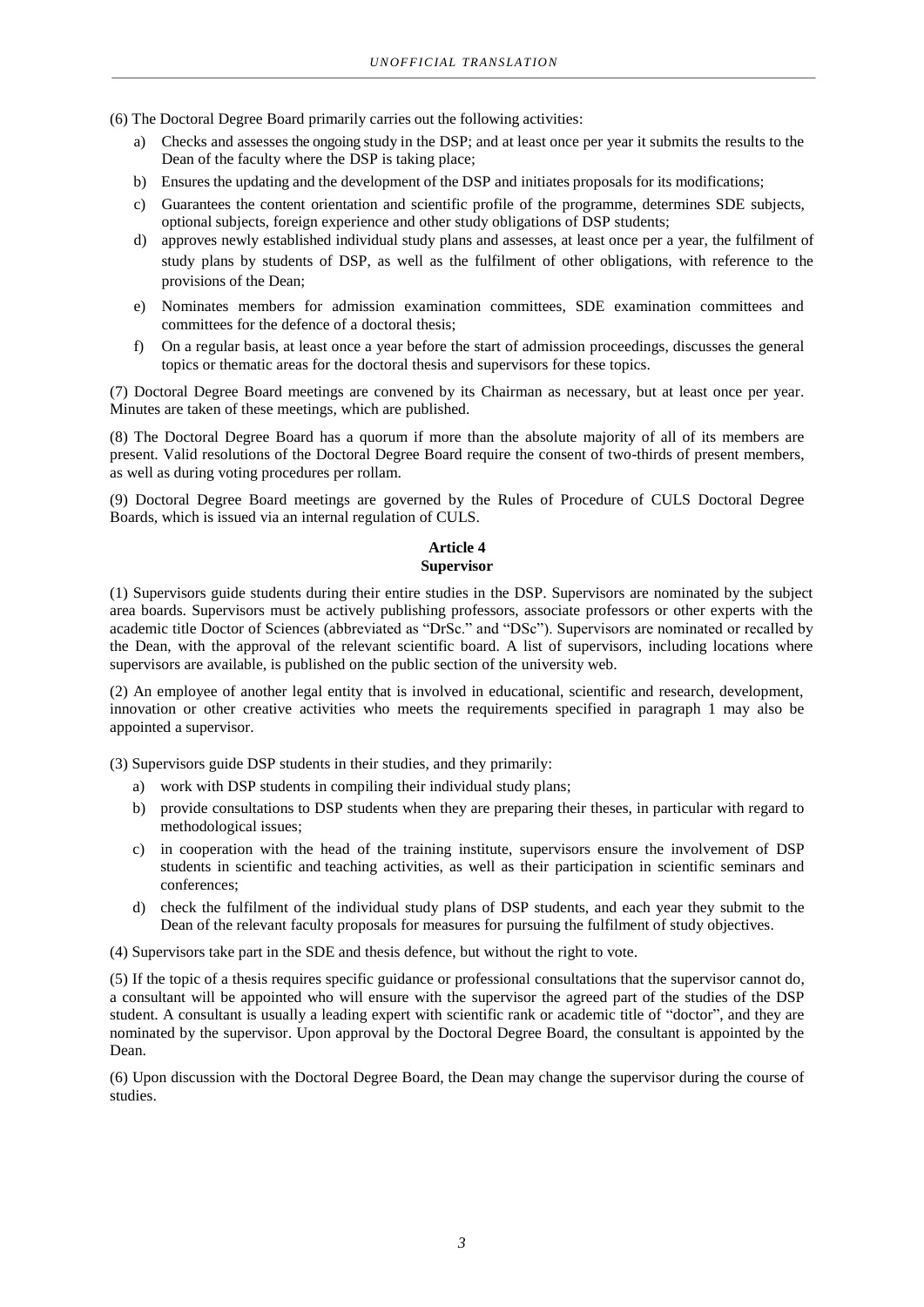(6) The Doctoral Degree Board primarily carries out the following activities:

a) Checks and assesses the ongoing study in the DSP; and at least once per year it submits the results to the Dean of the faculty where the DSP is taking place;
b) Ensures the updating and the development of the DSP and initiates proposals for its modifications;
c) Guarantees the content orientation and scientific profile of the programme, determines SDE subjects, optional subjects, foreign experience and other study obligations of DSP students;
d) approves newly established individual study plans and assesses, at least once per a year, the fulfilment of study plans by students of DSP, as well as the fulfilment of other obligations, with reference to the provisions of the Dean;
e) Nominates members for admission examination committees, SDE examination committees and committees for the defence of a doctoral thesis;
f) On a regular basis, at least once a year before the start of admission proceedings, discusses the general topics or thematic areas for the doctoral thesis and supervisors for these topics.

(7) Doctoral Degree Board meetings are convened by its Chairman as necessary, but at least once per year. Minutes are taken of these meetings, which are published.

(8) The Doctoral Degree Board has a quorum if more than the absolute majority of all of its members are present. Valid resolutions of the Doctoral Degree Board require the consent of two-thirds of present members, as well as during voting procedures per rollam.

(9) Doctoral Degree Board meetings are governed by the Rules of Procedure of CULS Doctoral Degree Boards, which is issued via an internal regulation of CULS.

## Article 4
## Supervisor

(1) Supervisors guide students during their entire studies in the DSP. Supervisors are nominated by the subject area boards. Supervisors must be actively publishing professors, associate professors or other experts with the academic title Doctor of Sciences (abbreviated as "DrSc." and "DSc"). Supervisors are nominated or recalled by the Dean, with the approval of the relevant scientific board. A list of supervisors, including locations where supervisors are available, is published on the public section of the university web.

(2) An employee of another legal entity that is involved in educational, scientific and research, development, innovation or other creative activities who meets the requirements specified in paragraph 1 may also be appointed a supervisor.

(3) Supervisors guide DSP students in their studies, and they primarily:

a) work with DSP students in compiling their individual study plans;
b) provide consultations to DSP students when they are preparing their theses, in particular with regard to methodological issues;
c) in cooperation with the head of the training institute, supervisors ensure the involvement of DSP students in scientific and teaching activities, as well as their participation in scientific seminars and conferences;
d) check the fulfilment of the individual study plans of DSP students, and each year they submit to the Dean of the relevant faculty proposals for measures for pursuing the fulfilment of study objectives.

(4) Supervisors take part in the SDE and thesis defence, but without the right to vote.

(5) If the topic of a thesis requires specific guidance or professional consultations that the supervisor cannot do, a consultant will be appointed who will ensure with the supervisor the agreed part of the studies of the DSP student. A consultant is usually a leading expert with scientific rank or academic title of "doctor", and they are nominated by the supervisor. Upon approval by the Doctoral Degree Board, the consultant is appointed by the Dean.

(6) Upon discussion with the Doctoral Degree Board, the Dean may change the supervisor during the course of studies.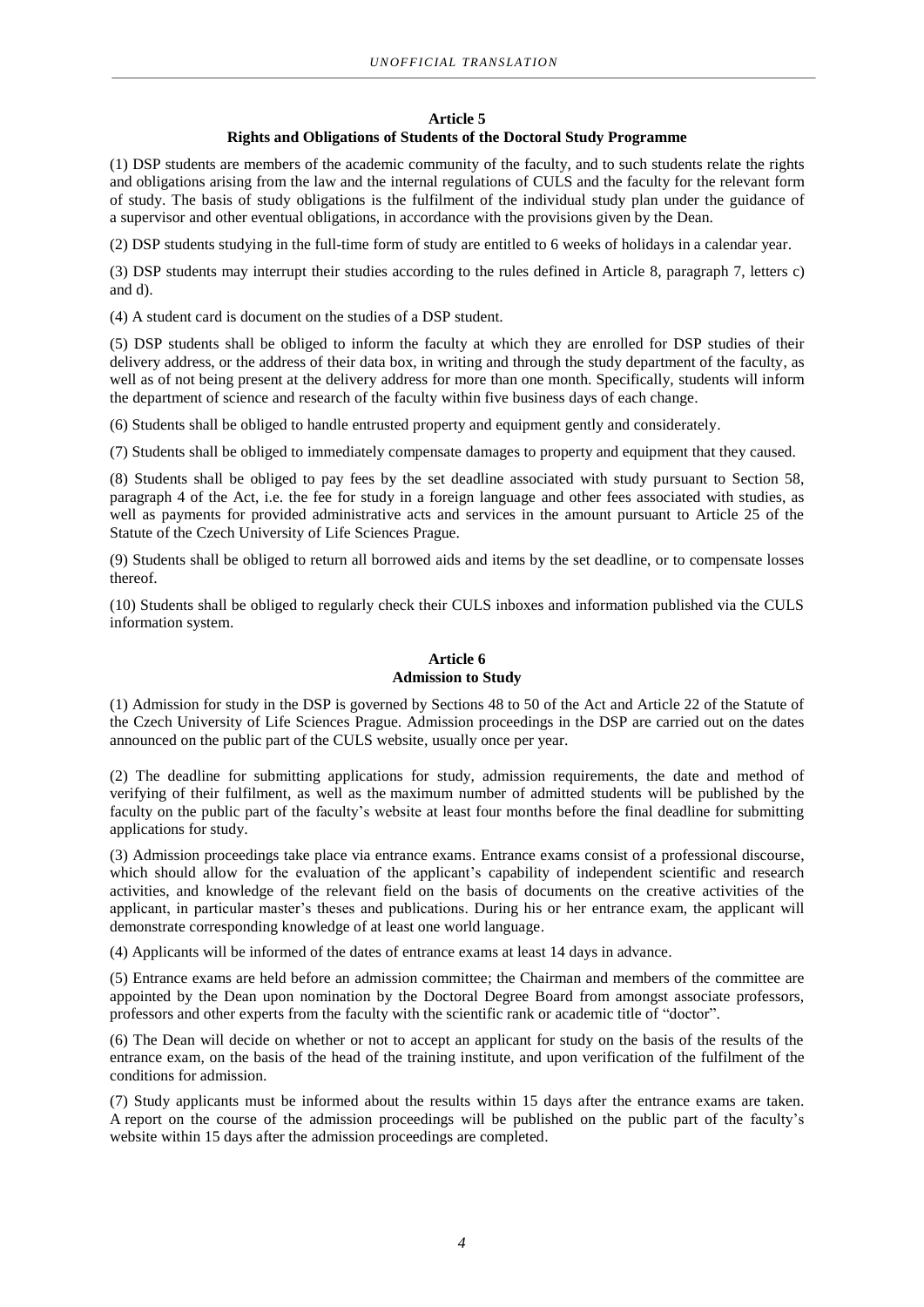## Article 5
### Rights and Obligations of Students of the Doctoral Study Programme

(1) DSP students are members of the academic community of the faculty, and to such students relate the rights and obligations arising from the law and the internal regulations of CULS and the faculty for the relevant form of study. The basis of study obligations is the fulfilment of the individual study plan under the guidance of a supervisor and other eventual obligations, in accordance with the provisions given by the Dean.

(2) DSP students studying in the full-time form of study are entitled to 6 weeks of holidays in a calendar year.

(3) DSP students may interrupt their studies according to the rules defined in Article 8, paragraph 7, letters c) and d).

(4) A student card is document on the studies of a DSP student.

(5) DSP students shall be obliged to inform the faculty at which they are enrolled for DSP studies of their delivery address, or the address of their data box, in writing and through the study department of the faculty, as well as of not being present at the delivery address for more than one month. Specifically, students will inform the department of science and research of the faculty within five business days of each change.

(6) Students shall be obliged to handle entrusted property and equipment gently and considerately.

(7) Students shall be obliged to immediately compensate damages to property and equipment that they caused.

(8) Students shall be obliged to pay fees by the set deadline associated with study pursuant to Section 58, paragraph 4 of the Act, i.e. the fee for study in a foreign language and other fees associated with studies, as well as payments for provided administrative acts and services in the amount pursuant to Article 25 of the Statute of the Czech University of Life Sciences Prague.

(9) Students shall be obliged to return all borrowed aids and items by the set deadline, or to compensate losses thereof.

(10) Students shall be obliged to regularly check their CULS inboxes and information published via the CULS information system.

## Article 6
### Admission to Study

(1) Admission for study in the DSP is governed by Sections 48 to 50 of the Act and Article 22 of the Statute of the Czech University of Life Sciences Prague. Admission proceedings in the DSP are carried out on the dates announced on the public part of the CULS website, usually once per year.

(2) The deadline for submitting applications for study, admission requirements, the date and method of verifying of their fulfilment, as well as the maximum number of admitted students will be published by the faculty on the public part of the faculty's website at least four months before the final deadline for submitting applications for study.

(3) Admission proceedings take place via entrance exams. Entrance exams consist of a professional discourse, which should allow for the evaluation of the applicant's capability of independent scientific and research activities, and knowledge of the relevant field on the basis of documents on the creative activities of the applicant, in particular master's theses and publications. During his or her entrance exam, the applicant will demonstrate corresponding knowledge of at least one world language.

(4) Applicants will be informed of the dates of entrance exams at least 14 days in advance.

(5) Entrance exams are held before an admission committee; the Chairman and members of the committee are appointed by the Dean upon nomination by the Doctoral Degree Board from amongst associate professors, professors and other experts from the faculty with the scientific rank or academic title of "doctor".

(6) The Dean will decide on whether or not to accept an applicant for study on the basis of the results of the entrance exam, on the basis of the head of the training institute, and upon verification of the fulfilment of the conditions for admission.

(7) Study applicants must be informed about the results within 15 days after the entrance exams are taken. A report on the course of the admission proceedings will be published on the public part of the faculty's website within 15 days after the admission proceedings are completed.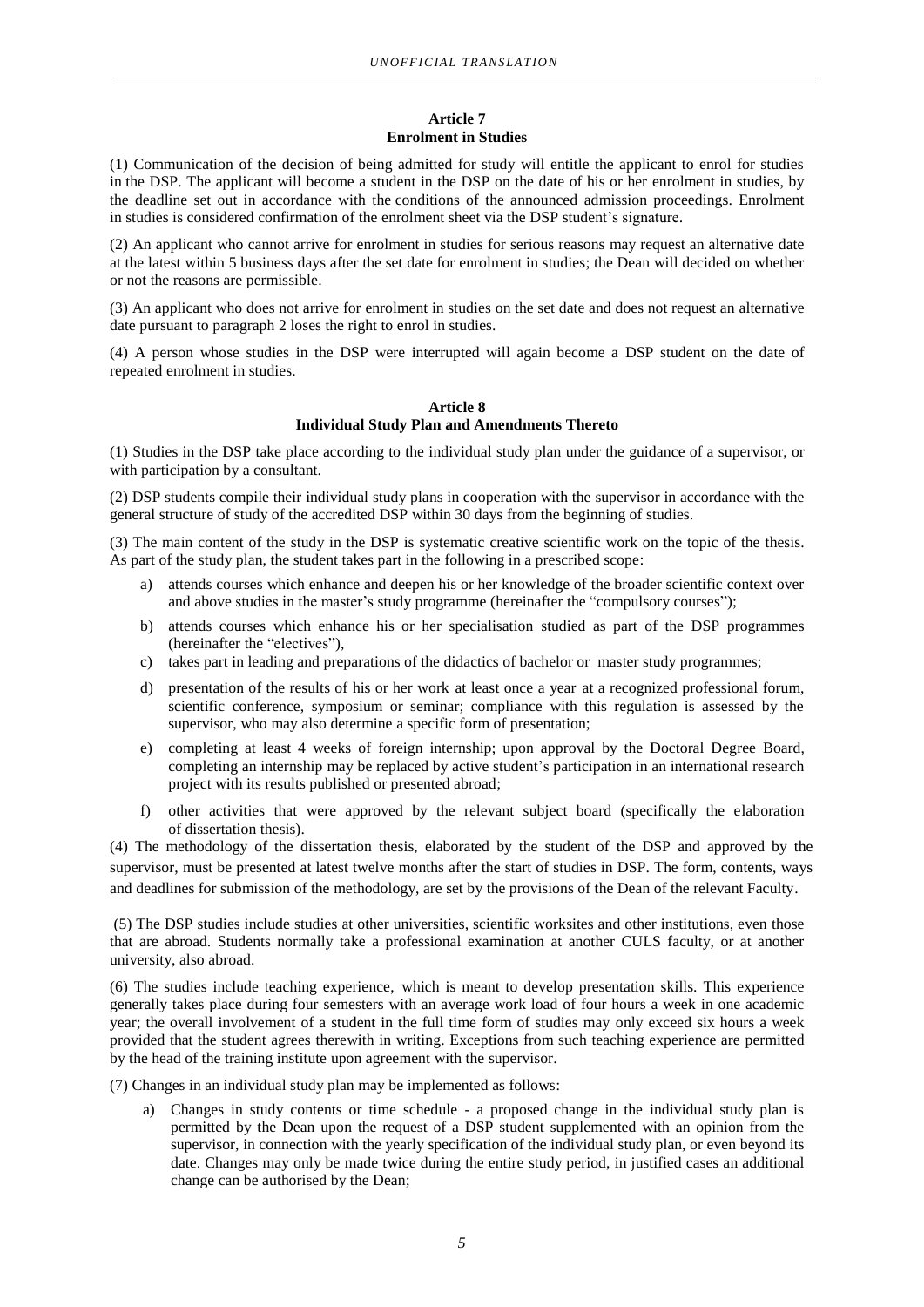### Article 7
### Enrolment in Studies

(1) Communication of the decision of being admitted for study will entitle the applicant to enrol for studies in the DSP. The applicant will become a student in the DSP on the date of his or her enrolment in studies, by the deadline set out in accordance with the conditions of the announced admission proceedings. Enrolment in studies is considered confirmation of the enrolment sheet via the DSP student's signature.

(2) An applicant who cannot arrive for enrolment in studies for serious reasons may request an alternative date at the latest within 5 business days after the set date for enrolment in studies; the Dean will decided on whether or not the reasons are permissible.

(3) An applicant who does not arrive for enrolment in studies on the set date and does not request an alternative date pursuant to paragraph 2 loses the right to enrol in studies.

(4) A person whose studies in the DSP were interrupted will again become a DSP student on the date of repeated enrolment in studies.

### Article 8
### Individual Study Plan and Amendments Thereto

(1) Studies in the DSP take place according to the individual study plan under the guidance of a supervisor, or with participation by a consultant.

(2) DSP students compile their individual study plans in cooperation with the supervisor in accordance with the general structure of study of the accredited DSP within 30 days from the beginning of studies.

(3) The main content of the study in the DSP is systematic creative scientific work on the topic of the thesis. As part of the study plan, the student takes part in the following in a prescribed scope:

a) attends courses which enhance and deepen his or her knowledge of the broader scientific context over and above studies in the master's study programme (hereinafter the "compulsory courses");
b) attends courses which enhance his or her specialisation studied as part of the DSP programmes (hereinafter the "electives"),
c) takes part in leading and preparations of the didactics of bachelor or master study programmes;
d) presentation of the results of his or her work at least once a year at a recognized professional forum, scientific conference, symposium or seminar; compliance with this regulation is assessed by the supervisor, who may also determine a specific form of presentation;
e) completing at least 4 weeks of foreign internship; upon approval by the Doctoral Degree Board, completing an internship may be replaced by active student's participation in an international research project with its results published or presented abroad;
f) other activities that were approved by the relevant subject board (specifically the elaboration of dissertation thesis).

(4) The methodology of the dissertation thesis, elaborated by the student of the DSP and approved by the supervisor, must be presented at latest twelve months after the start of studies in DSP. The form, contents, ways and deadlines for submission of the methodology, are set by the provisions of the Dean of the relevant Faculty.

(5) The DSP studies include studies at other universities, scientific worksites and other institutions, even those that are abroad. Students normally take a professional examination at another CULS faculty, or at another university, also abroad.

(6) The studies include teaching experience, which is meant to develop presentation skills. This experience generally takes place during four semesters with an average work load of four hours a week in one academic year; the overall involvement of a student in the full time form of studies may only exceed six hours a week provided that the student agrees therewith in writing. Exceptions from such teaching experience are permitted by the head of the training institute upon agreement with the supervisor.

(7) Changes in an individual study plan may be implemented as follows:

a) Changes in study contents or time schedule - a proposed change in the individual study plan is permitted by the Dean upon the request of a DSP student supplemented with an opinion from the supervisor, in connection with the yearly specification of the individual study plan, or even beyond its date. Changes may only be made twice during the entire study period, in justified cases an additional change can be authorised by the Dean;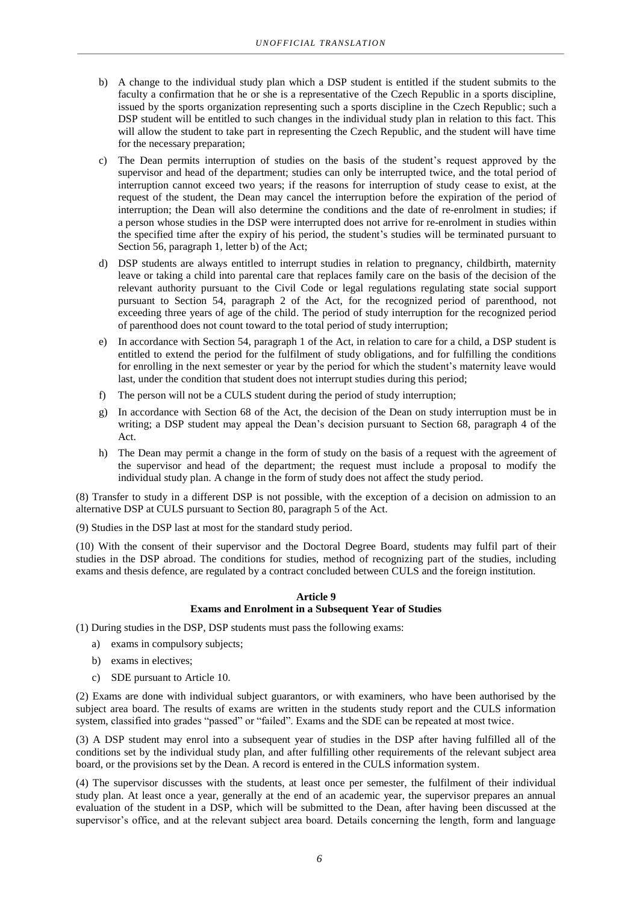b) A change to the individual study plan which a DSP student is entitled if the student submits to the faculty a confirmation that he or she is a representative of the Czech Republic in a sports discipline, issued by the sports organization representing such a sports discipline in the Czech Republic; such a DSP student will be entitled to such changes in the individual study plan in relation to this fact. This will allow the student to take part in representing the Czech Republic, and the student will have time for the necessary preparation;

c) The Dean permits interruption of studies on the basis of the student's request approved by the supervisor and head of the department; studies can only be interrupted twice, and the total period of interruption cannot exceed two years; if the reasons for interruption of study cease to exist, at the request of the student, the Dean may cancel the interruption before the expiration of the period of interruption; the Dean will also determine the conditions and the date of re-enrolment in studies; if a person whose studies in the DSP were interrupted does not arrive for re-enrolment in studies within the specified time after the expiry of his period, the student's studies will be terminated pursuant to Section 56, paragraph 1, letter b) of the Act;

d) DSP students are always entitled to interrupt studies in relation to pregnancy, childbirth, maternity leave or taking a child into parental care that replaces family care on the basis of the decision of the relevant authority pursuant to the Civil Code or legal regulations regulating state social support pursuant to Section 54, paragraph 2 of the Act, for the recognized period of parenthood, not exceeding three years of age of the child. The period of study interruption for the recognized period of parenthood does not count toward to the total period of study interruption;

e) In accordance with Section 54, paragraph 1 of the Act, in relation to care for a child, a DSP student is entitled to extend the period for the fulfilment of study obligations, and for fulfilling the conditions for enrolling in the next semester or year by the period for which the student's maternity leave would last, under the condition that student does not interrupt studies during this period;

f) The person will not be a CULS student during the period of study interruption;

g) In accordance with Section 68 of the Act, the decision of the Dean on study interruption must be in writing; a DSP student may appeal the Dean's decision pursuant to Section 68, paragraph 4 of the Act.

h) The Dean may permit a change in the form of study on the basis of a request with the agreement of the supervisor and head of the department; the request must include a proposal to modify the individual study plan. A change in the form of study does not affect the study period.

(8) Transfer to study in a different DSP is not possible, with the exception of a decision on admission to an alternative DSP at CULS pursuant to Section 80, paragraph 5 of the Act.

(9) Studies in the DSP last at most for the standard study period.

(10) With the consent of their supervisor and the Doctoral Degree Board, students may fulfil part of their studies in the DSP abroad. The conditions for studies, method of recognizing part of the studies, including exams and thesis defence, are regulated by a contract concluded between CULS and the foreign institution.

## Article 9
## Exams and Enrolment in a Subsequent Year of Studies

(1) During studies in the DSP, DSP students must pass the following exams:

a) exams in compulsory subjects;

b) exams in electives;

c) SDE pursuant to Article 10.

(2) Exams are done with individual subject guarantors, or with examiners, who have been authorised by the subject area board. The results of exams are written in the students study report and the CULS information system, classified into grades "passed" or "failed". Exams and the SDE can be repeated at most twice.

(3) A DSP student may enrol into a subsequent year of studies in the DSP after having fulfilled all of the conditions set by the individual study plan, and after fulfilling other requirements of the relevant subject area board, or the provisions set by the Dean. A record is entered in the CULS information system.

(4) The supervisor discusses with the students, at least once per semester, the fulfilment of their individual study plan. At least once a year, generally at the end of an academic year, the supervisor prepares an annual evaluation of the student in a DSP, which will be submitted to the Dean, after having been discussed at the supervisor's office, and at the relevant subject area board. Details concerning the length, form and language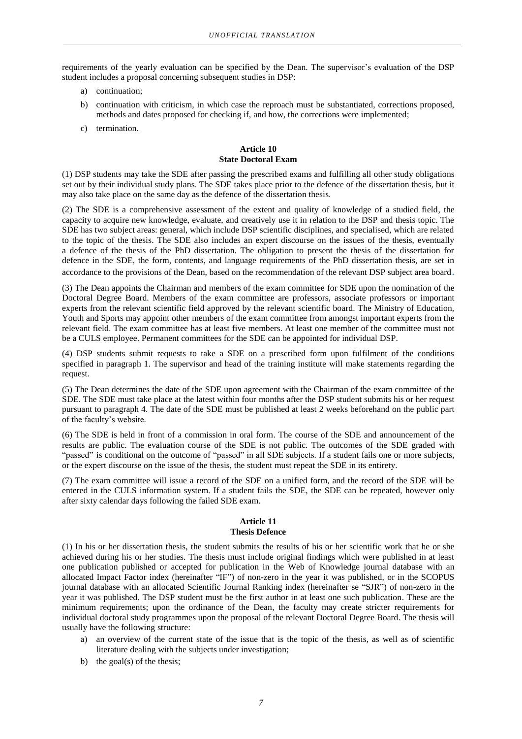requirements of the yearly evaluation can be specified by the Dean. The supervisor's evaluation of the DSP student includes a proposal concerning subsequent studies in DSP:

a) continuation;

b) continuation with criticism, in which case the reproach must be substantiated, corrections proposed, methods and dates proposed for checking if, and how, the corrections were implemented;

c) termination.

### Article 10
### State Doctoral Exam

(1) DSP students may take the SDE after passing the prescribed exams and fulfilling all other study obligations set out by their individual study plans. The SDE takes place prior to the defence of the dissertation thesis, but it may also take place on the same day as the defence of the dissertation thesis.

(2) The SDE is a comprehensive assessment of the extent and quality of knowledge of a studied field, the capacity to acquire new knowledge, evaluate, and creatively use it in relation to the DSP and thesis topic. The SDE has two subject areas: general, which include DSP scientific disciplines, and specialised, which are related to the topic of the thesis. The SDE also includes an expert discourse on the issues of the thesis, eventually a defence of the thesis of the PhD dissertation. The obligation to present the thesis of the dissertation for defence in the SDE, the form, contents, and language requirements of the PhD dissertation thesis, are set in accordance to the provisions of the Dean, based on the recommendation of the relevant DSP subject area board.

(3) The Dean appoints the Chairman and members of the exam committee for SDE upon the nomination of the Doctoral Degree Board. Members of the exam committee are professors, associate professors or important experts from the relevant scientific field approved by the relevant scientific board. The Ministry of Education, Youth and Sports may appoint other members of the exam committee from amongst important experts from the relevant field. The exam committee has at least five members. At least one member of the committee must not be a CULS employee. Permanent committees for the SDE can be appointed for individual DSP.

(4) DSP students submit requests to take a SDE on a prescribed form upon fulfilment of the conditions specified in paragraph 1. The supervisor and head of the training institute will make statements regarding the request.

(5) The Dean determines the date of the SDE upon agreement with the Chairman of the exam committee of the SDE. The SDE must take place at the latest within four months after the DSP student submits his or her request pursuant to paragraph 4. The date of the SDE must be published at least 2 weeks beforehand on the public part of the faculty's website.

(6) The SDE is held in front of a commission in oral form. The course of the SDE and announcement of the results are public. The evaluation course of the SDE is not public. The outcomes of the SDE graded with "passed" is conditional on the outcome of "passed" in all SDE subjects. If a student fails one or more subjects, or the expert discourse on the issue of the thesis, the student must repeat the SDE in its entirety.

(7) The exam committee will issue a record of the SDE on a unified form, and the record of the SDE will be entered in the CULS information system. If a student fails the SDE, the SDE can be repeated, however only after sixty calendar days following the failed SDE exam.

### Article 11
### Thesis Defence

(1) In his or her dissertation thesis, the student submits the results of his or her scientific work that he or she achieved during his or her studies. The thesis must include original findings which were published in at least one publication published or accepted for publication in the Web of Knowledge journal database with an allocated Impact Factor index (hereinafter "IF") of non-zero in the year it was published, or in the SCOPUS journal database with an allocated Scientific Journal Ranking index (hereinafter se "SJR") of non-zero in the year it was published. The DSP student must be the first author in at least one such publication. These are the minimum requirements; upon the ordinance of the Dean, the faculty may create stricter requirements for individual doctoral study programmes upon the proposal of the relevant Doctoral Degree Board. The thesis will usually have the following structure:

a) an overview of the current state of the issue that is the topic of the thesis, as well as of scientific literature dealing with the subjects under investigation;

b) the goal(s) of the thesis;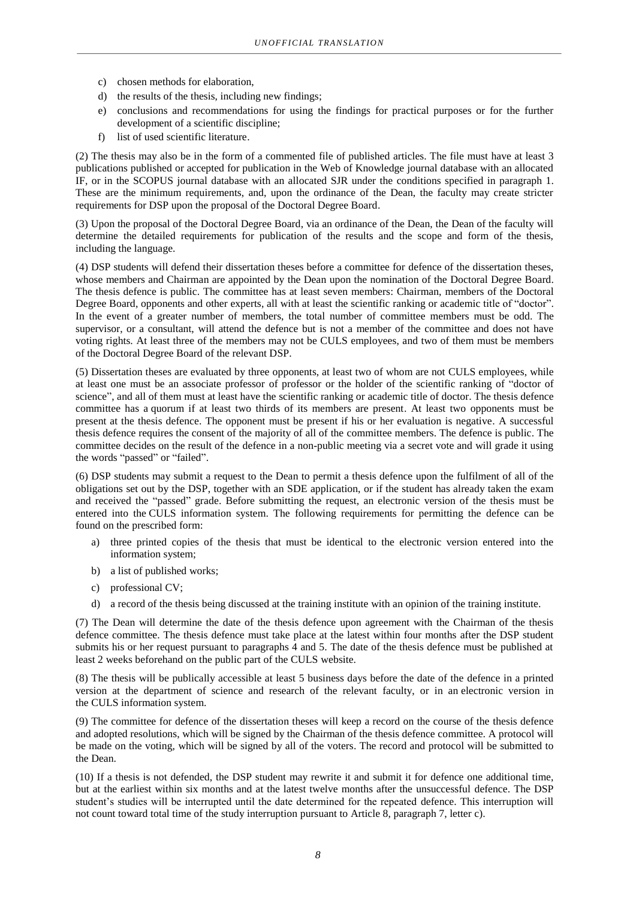c) chosen methods for elaboration,
d) the results of the thesis, including new findings;
e) conclusions and recommendations for using the findings for practical purposes or for the further development of a scientific discipline;
f) list of used scientific literature.

(2) The thesis may also be in the form of a commented file of published articles. The file must have at least 3 publications published or accepted for publication in the Web of Knowledge journal database with an allocated IF, or in the SCOPUS journal database with an allocated SJR under the conditions specified in paragraph 1. These are the minimum requirements, and, upon the ordinance of the Dean, the faculty may create stricter requirements for DSP upon the proposal of the Doctoral Degree Board.

(3) Upon the proposal of the Doctoral Degree Board, via an ordinance of the Dean, the Dean of the faculty will determine the detailed requirements for publication of the results and the scope and form of the thesis, including the language.

(4) DSP students will defend their dissertation theses before a committee for defence of the dissertation theses, whose members and Chairman are appointed by the Dean upon the nomination of the Doctoral Degree Board. The thesis defence is public. The committee has at least seven members: Chairman, members of the Doctoral Degree Board, opponents and other experts, all with at least the scientific ranking or academic title of "doctor". In the event of a greater number of members, the total number of committee members must be odd. The supervisor, or a consultant, will attend the defence but is not a member of the committee and does not have voting rights. At least three of the members may not be CULS employees, and two of them must be members of the Doctoral Degree Board of the relevant DSP.

(5) Dissertation theses are evaluated by three opponents, at least two of whom are not CULS employees, while at least one must be an associate professor of professor or the holder of the scientific ranking of "doctor of science", and all of them must at least have the scientific ranking or academic title of doctor. The thesis defence committee has a quorum if at least two thirds of its members are present. At least two opponents must be present at the thesis defence. The opponent must be present if his or her evaluation is negative. A successful thesis defence requires the consent of the majority of all of the committee members. The defence is public. The committee decides on the result of the defence in a non-public meeting via a secret vote and will grade it using the words "passed" or "failed".

(6) DSP students may submit a request to the Dean to permit a thesis defence upon the fulfilment of all of the obligations set out by the DSP, together with an SDE application, or if the student has already taken the exam and received the "passed" grade. Before submitting the request, an electronic version of the thesis must be entered into the CULS information system. The following requirements for permitting the defence can be found on the prescribed form:

a) three printed copies of the thesis that must be identical to the electronic version entered into the information system;
b) a list of published works;
c) professional CV;
d) a record of the thesis being discussed at the training institute with an opinion of the training institute.

(7) The Dean will determine the date of the thesis defence upon agreement with the Chairman of the thesis defence committee. The thesis defence must take place at the latest within four months after the DSP student submits his or her request pursuant to paragraphs 4 and 5. The date of the thesis defence must be published at least 2 weeks beforehand on the public part of the CULS website.

(8) The thesis will be publically accessible at least 5 business days before the date of the defence in a printed version at the department of science and research of the relevant faculty, or in an electronic version in the CULS information system.

(9) The committee for defence of the dissertation theses will keep a record on the course of the thesis defence and adopted resolutions, which will be signed by the Chairman of the thesis defence committee. A protocol will be made on the voting, which will be signed by all of the voters. The record and protocol will be submitted to the Dean.

(10) If a thesis is not defended, the DSP student may rewrite it and submit it for defence one additional time, but at the earliest within six months and at the latest twelve months after the unsuccessful defence. The DSP student's studies will be interrupted until the date determined for the repeated defence. This interruption will not count toward total time of the study interruption pursuant to Article 8, paragraph 7, letter c).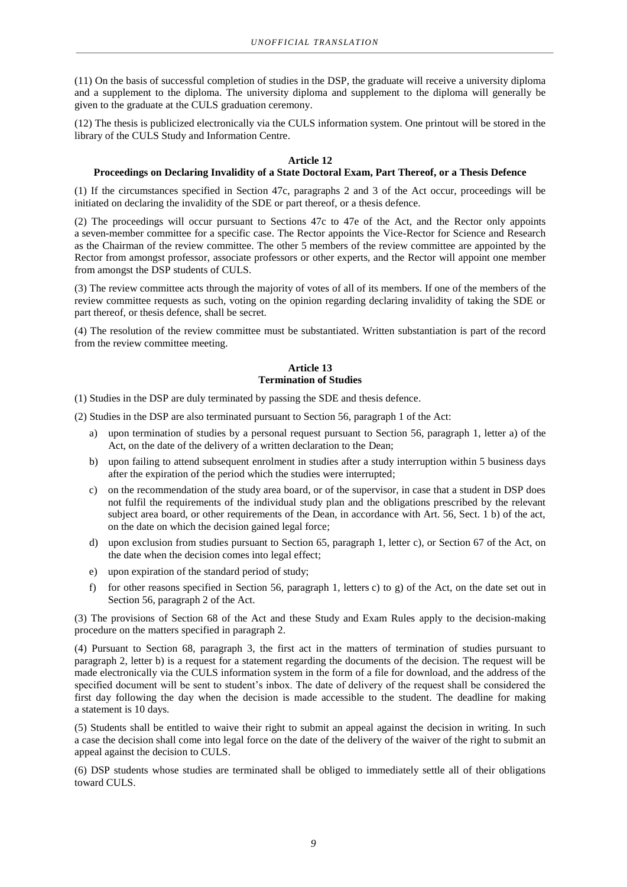(11) On the basis of successful completion of studies in the DSP, the graduate will receive a university diploma and a supplement to the diploma. The university diploma and supplement to the diploma will generally be given to the graduate at the CULS graduation ceremony.

(12) The thesis is publicized electronically via the CULS information system. One printout will be stored in the library of the CULS Study and Information Centre.

## Article 12
## Proceedings on Declaring Invalidity of a State Doctoral Exam, Part Thereof, or a Thesis Defence

(1) If the circumstances specified in Section 47c, paragraphs 2 and 3 of the Act occur, proceedings will be initiated on declaring the invalidity of the SDE or part thereof, or a thesis defence.

(2) The proceedings will occur pursuant to Sections 47c to 47e of the Act, and the Rector only appoints a seven-member committee for a specific case. The Rector appoints the Vice-Rector for Science and Research as the Chairman of the review committee. The other 5 members of the review committee are appointed by the Rector from amongst professor, associate professors or other experts, and the Rector will appoint one member from amongst the DSP students of CULS.

(3) The review committee acts through the majority of votes of all of its members. If one of the members of the review committee requests as such, voting on the opinion regarding declaring invalidity of taking the SDE or part thereof, or thesis defence, shall be secret.

(4) The resolution of the review committee must be substantiated. Written substantiation is part of the record from the review committee meeting.

## Article 13
## Termination of Studies

(1) Studies in the DSP are duly terminated by passing the SDE and thesis defence.

(2) Studies in the DSP are also terminated pursuant to Section 56, paragraph 1 of the Act:

a) upon termination of studies by a personal request pursuant to Section 56, paragraph 1, letter a) of the Act, on the date of the delivery of a written declaration to the Dean;

b) upon failing to attend subsequent enrolment in studies after a study interruption within 5 business days after the expiration of the period which the studies were interrupted;

c) on the recommendation of the study area board, or of the supervisor, in case that a student in DSP does not fulfil the requirements of the individual study plan and the obligations prescribed by the relevant subject area board, or other requirements of the Dean, in accordance with Art. 56, Sect. 1 b) of the act, on the date on which the decision gained legal force;

d) upon exclusion from studies pursuant to Section 65, paragraph 1, letter c), or Section 67 of the Act, on the date when the decision comes into legal effect;

e) upon expiration of the standard period of study;

f) for other reasons specified in Section 56, paragraph 1, letters c) to g) of the Act, on the date set out in Section 56, paragraph 2 of the Act.

(3) The provisions of Section 68 of the Act and these Study and Exam Rules apply to the decision-making procedure on the matters specified in paragraph 2.

(4) Pursuant to Section 68, paragraph 3, the first act in the matters of termination of studies pursuant to paragraph 2, letter b) is a request for a statement regarding the documents of the decision. The request will be made electronically via the CULS information system in the form of a file for download, and the address of the specified document will be sent to student's inbox. The date of delivery of the request shall be considered the first day following the day when the decision is made accessible to the student. The deadline for making a statement is 10 days.

(5) Students shall be entitled to waive their right to submit an appeal against the decision in writing. In such a case the decision shall come into legal force on the date of the delivery of the waiver of the right to submit an appeal against the decision to CULS.

(6) DSP students whose studies are terminated shall be obliged to immediately settle all of their obligations toward CULS.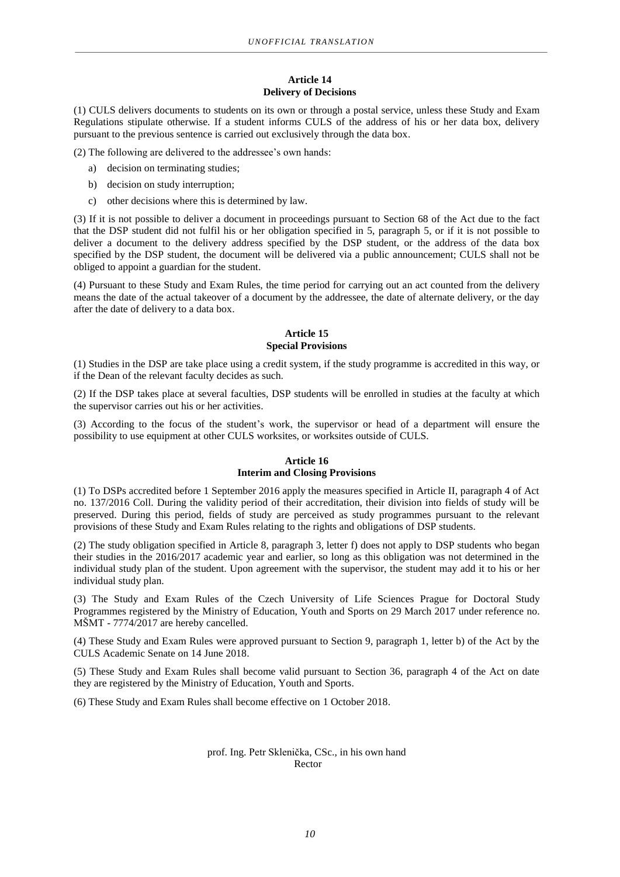### Article 14
### Delivery of Decisions

(1) CULS delivers documents to students on its own or through a postal service, unless these Study and Exam Regulations stipulate otherwise. If a student informs CULS of the address of his or her data box, delivery pursuant to the previous sentence is carried out exclusively through the data box.

(2) The following are delivered to the addressee's own hands:

a) decision on terminating studies;

b) decision on study interruption;

c) other decisions where this is determined by law.

(3) If it is not possible to deliver a document in proceedings pursuant to Section 68 of the Act due to the fact that the DSP student did not fulfil his or her obligation specified in 5, paragraph 5, or if it is not possible to deliver a document to the delivery address specified by the DSP student, or the address of the data box specified by the DSP student, the document will be delivered via a public announcement; CULS shall not be obliged to appoint a guardian for the student.

(4) Pursuant to these Study and Exam Rules, the time period for carrying out an act counted from the delivery means the date of the actual takeover of a document by the addressee, the date of alternate delivery, or the day after the date of delivery to a data box.

### Article 15
### Special Provisions

(1) Studies in the DSP are take place using a credit system, if the study programme is accredited in this way, or if the Dean of the relevant faculty decides as such.

(2) If the DSP takes place at several faculties, DSP students will be enrolled in studies at the faculty at which the supervisor carries out his or her activities.

(3) According to the focus of the student's work, the supervisor or head of a department will ensure the possibility to use equipment at other CULS worksites, or worksites outside of CULS.

### Article 16
### Interim and Closing Provisions

(1) To DSPs accredited before 1 September 2016 apply the measures specified in Article II, paragraph 4 of Act no. 137/2016 Coll. During the validity period of their accreditation, their division into fields of study will be preserved. During this period, fields of study are perceived as study programmes pursuant to the relevant provisions of these Study and Exam Rules relating to the rights and obligations of DSP students.

(2) The study obligation specified in Article 8, paragraph 3, letter f) does not apply to DSP students who began their studies in the 2016/2017 academic year and earlier, so long as this obligation was not determined in the individual study plan of the student. Upon agreement with the supervisor, the student may add it to his or her individual study plan.

(3) The Study and Exam Rules of the Czech University of Life Sciences Prague for Doctoral Study Programmes registered by the Ministry of Education, Youth and Sports on 29 March 2017 under reference no. MŠMT - 7774/2017 are hereby cancelled.

(4) These Study and Exam Rules were approved pursuant to Section 9, paragraph 1, letter b) of the Act by the CULS Academic Senate on 14 June 2018.

(5) These Study and Exam Rules shall become valid pursuant to Section 36, paragraph 4 of the Act on date they are registered by the Ministry of Education, Youth and Sports.

(6) These Study and Exam Rules shall become effective on 1 October 2018.

prof. Ing. Petr Sklenička, CSc., in his own hand
Rector